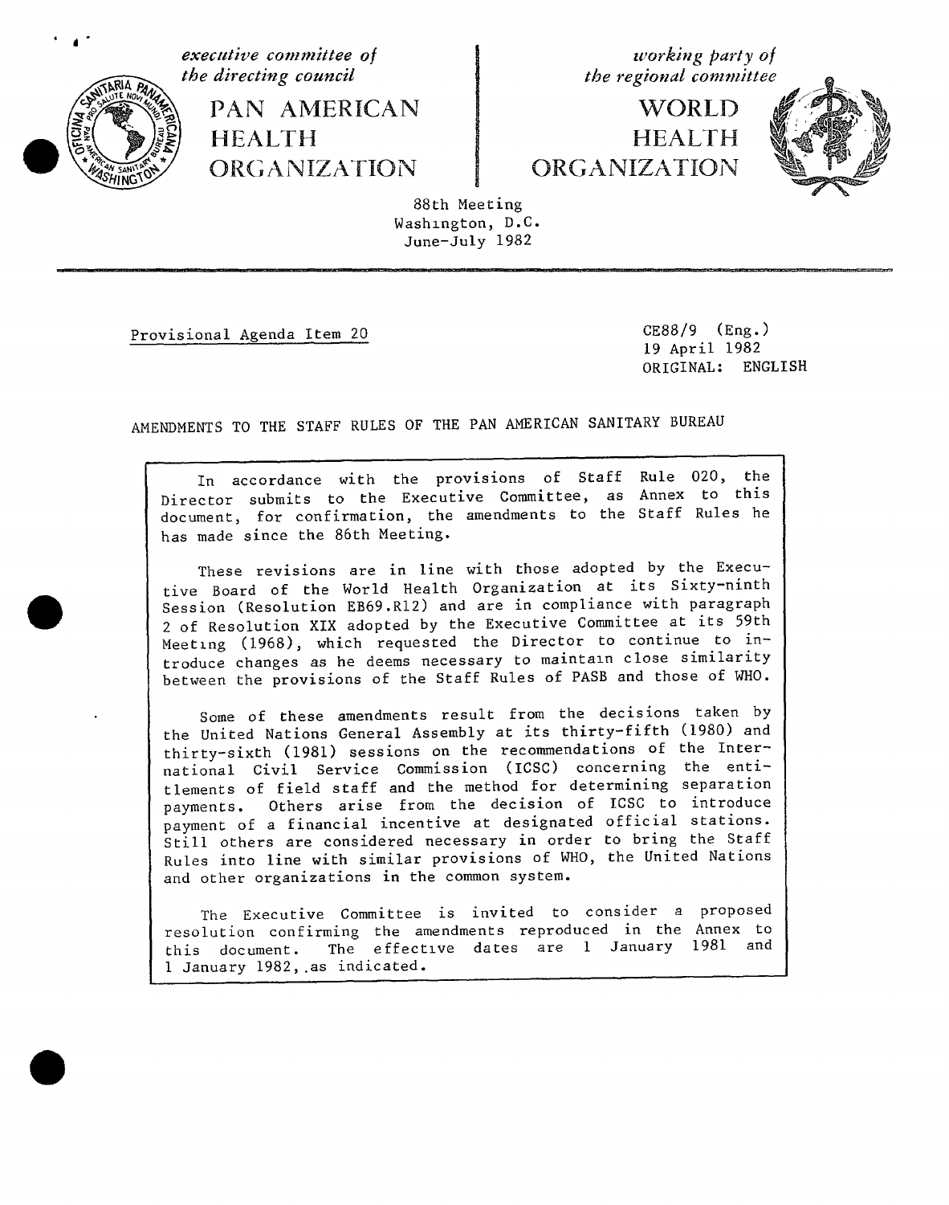*executive committee of the directing council*

PAN AMERICAN HEALTH ORGANIZATION

*working party of the regional committee*

WORLD HEALTH ORGANIZATION

88th Meeting
Washington, D.C.
June-July 1982

Provisional Agenda Item 20

CE88/9 (Eng.)
19 April 1982
ORIGINAL: ENGLISH

AMENDMENTS TO THE STAFF RULES OF THE PAN AMERICAN SANITARY BUREAU

In accordance with the provisions of Staff Rule 020, the Director submits to the Executive Committee, as Annex to this document, for confirmation, the amendments to the Staff Rules he has made since the 86th Meeting.

These revisions are in line with those adopted by the Executive Board of the World Health Organization at its Sixty-ninth Session (Resolution EB69.R12) and are in compliance with paragraph 2 of Resolution XIX adopted by the Executive Committee at its 59th Meeting (1968), which requested the Director to continue to introduce changes as he deems necessary to maintain close similarity between the provisions of the Staff Rules of PASB and those of WHO.

Some of these amendments result from the decisions taken by the United Nations General Assembly at its thirty-fifth (1980) and thirty-sixth (1981) sessions on the recommendations of the International Civil Service Commission (ICSC) concerning the entitlements of field staff and the method for determining separation payments. Others arise from the decision of ICSC to introduce payment of a financial incentive at designated official stations. Still others are considered necessary in order to bring the Staff Rules into line with similar provisions of WHO, the United Nations and other organizations in the common system.

The Executive Committee is invited to consider a proposed resolution confirming the amendments reproduced in the Annex to this document. The effective dates are 1 January 1981 and 1 January 1982, as indicated.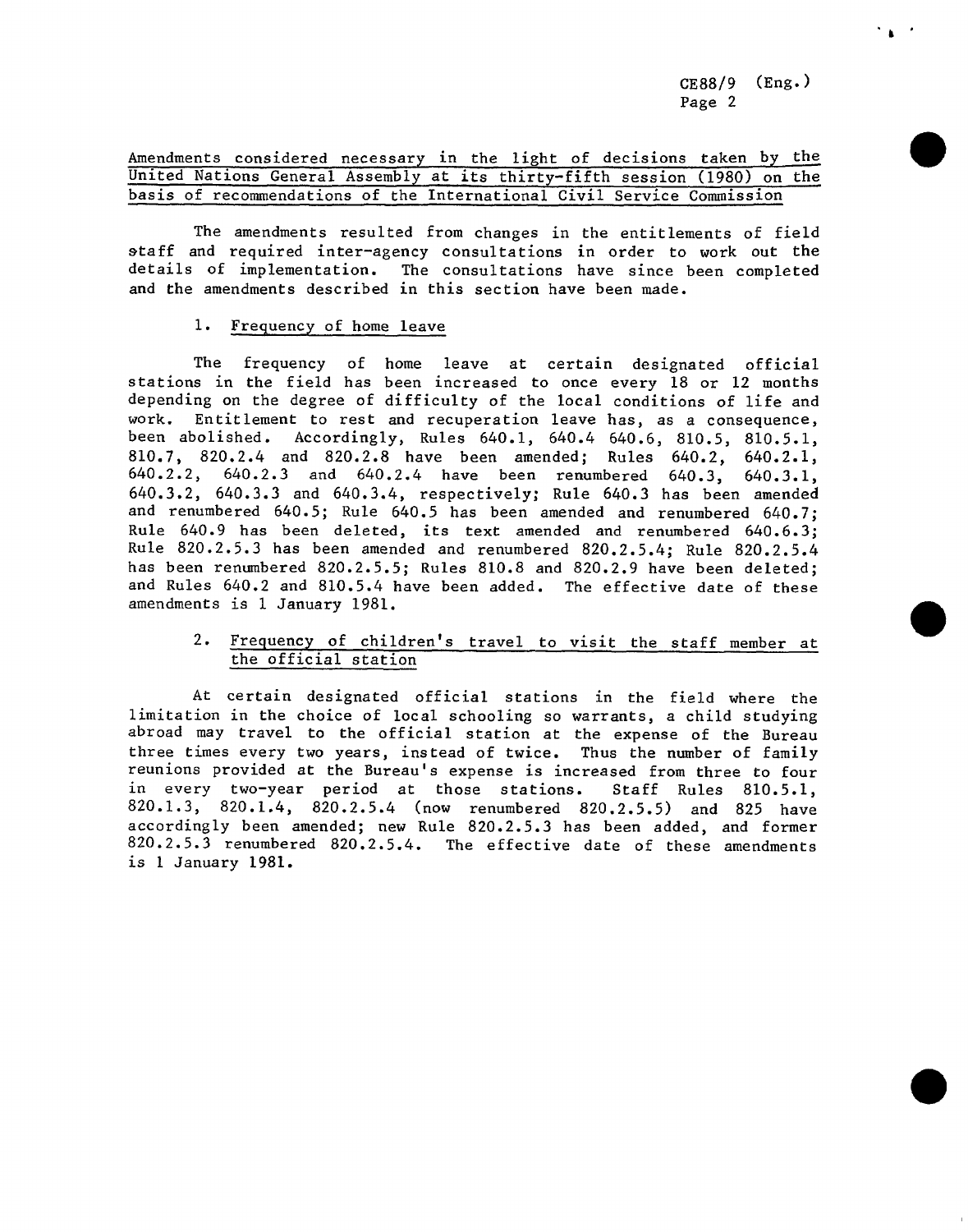## Amendments considered necessary in the light of decisions taken by the United Nations General Assembly at its thirty-fifth session (1980) on the basis of recommendations of the International Civil Service Commission

The amendments resulted from changes in the entitlements of field staff and required inter-agency consultations in order to work out the details of implementation. The consultations have since been completed and the amendments described in this section have been made.

### 1. Frequency of home leave

The frequency of home leave at certain designated official stations in the field has been increased to once every 18 or 12 months depending on the degree of difficulty of the local conditions of life and work. Entitlement to rest and recuperation leave has, as a consequence, been abolished. Accordingly, Rules 640.1, 640.4 640.6, 810.5, 810.5.1, 810.7, 820.2.4 and 820.2.8 have been amended; Rules 640.2, 640.2.1, 640.2.2, 640.2.3 and 640.2.4 have been renumbered 640.3, 640.3.1, 640.3.2, 640.3.3 and 640.3.4, respectively; Rule 640.3 has been amended and renumbered 640.5; Rule 640.5 has been amended and renumbered 640.7; Rule 640.9 has been deleted, its text amended and renumbered 640.6.3; Rule 820.2.5.3 has been amended and renumbered 820.2.5.4; Rule 820.2.5.4 has been renumbered 820.2.5.5; Rules 810.8 and 820.2.9 have been deleted; and Rules 640.2 and 810.5.4 have been added. The effective date of these amendments is 1 January 1981.

### 2. Frequency of children's travel to visit the staff member at the official station

At certain designated official stations in the field where the limitation in the choice of local schooling so warrants, a child studying abroad may travel to the official station at the expense of the Bureau three times every two years, instead of twice. Thus the number of family reunions provided at the Bureau's expense is increased from three to four in every two-year period at those stations. Staff Rules 810.5.1, 820.1.3, 820.1.4, 820.2.5.4 (now renumbered 820.2.5.5) and 825 have accordingly been amended; new Rule 820.2.5.3 has been added, and former 820.2.5.3 renumbered 820.2.5.4. The effective date of these amendments is 1 January 1981.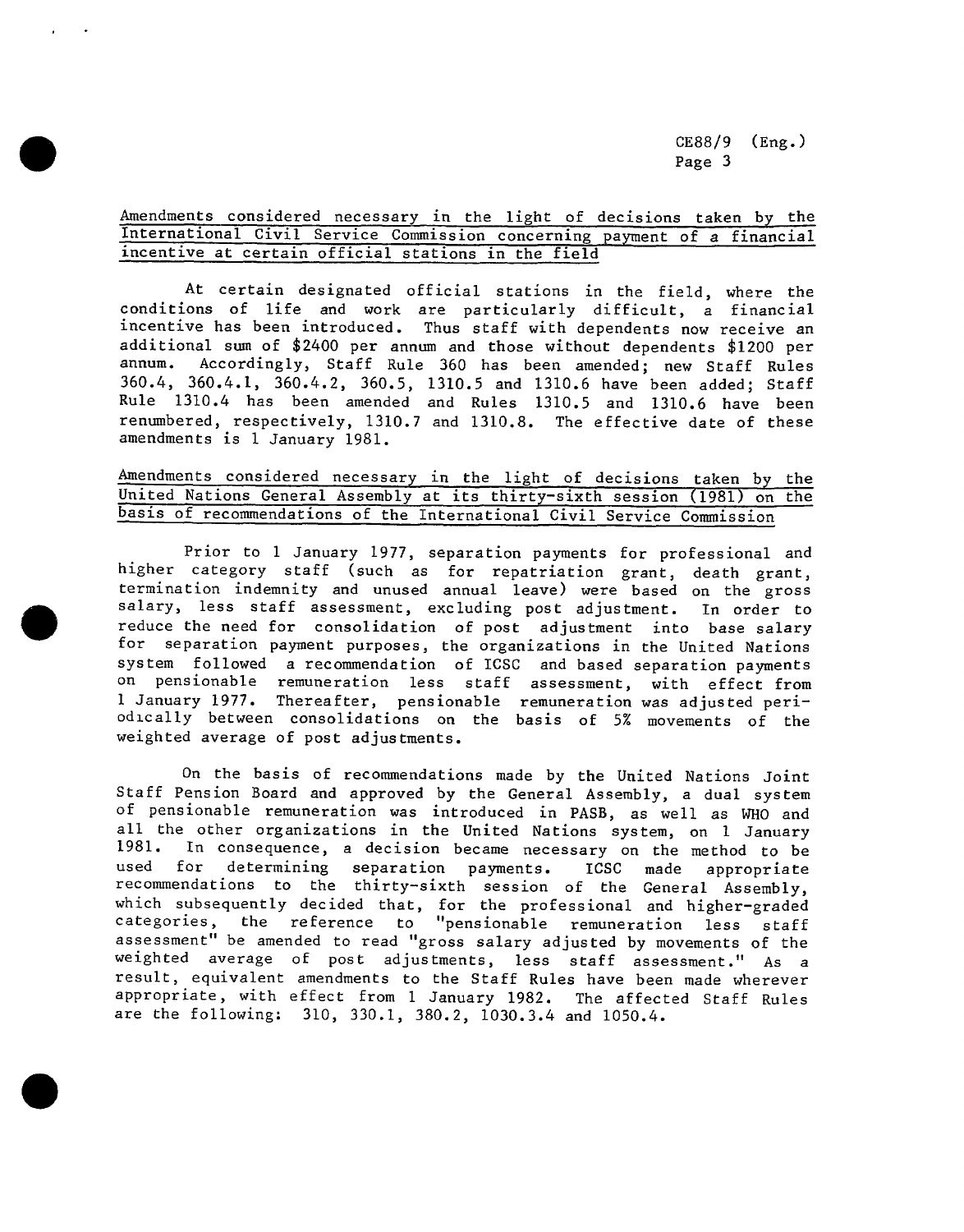<u>Amendments considered necessary in the light of decisions taken by the International Civil Service Commission concerning payment of a financial incentive at certain official stations in the field</u>

At certain designated official stations in the field, where the conditions of life and work are particularly difficult, a financial incentive has been introduced. Thus staff with dependents now receive an additional sum of $2400 per annum and those without dependents $1200 per annum. Accordingly, Staff Rule 360 has been amended; new Staff Rules 360.4, 360.4.1, 360.4.2, 360.5, 1310.5 and 1310.6 have been added; Staff Rule 1310.4 has been amended and Rules 1310.5 and 1310.6 have been renumbered, respectively, 1310.7 and 1310.8. The effective date of these amendments is 1 January 1981.

<u>Amendments considered necessary in the light of decisions taken by the United Nations General Assembly at its thirty-sixth session (1981) on the basis of recommendations of the International Civil Service Commission</u>

Prior to 1 January 1977, separation payments for professional and higher category staff (such as for repatriation grant, death grant, termination indemnity and unused annual leave) were based on the gross salary, less staff assessment, excluding post adjustment. In order to reduce the need for consolidation of post adjustment into base salary for separation payment purposes, the organizations in the United Nations system followed a recommendation of ICSC and based separation payments on pensionable remuneration less staff assessment, with effect from 1 January 1977. Thereafter, pensionable remuneration was adjusted periodically between consolidations on the basis of 5% movements of the weighted average of post adjustments.

On the basis of recommendations made by the United Nations Joint Staff Pension Board and approved by the General Assembly, a dual system of pensionable remuneration was introduced in PASB, as well as WHO and all the other organizations in the United Nations system, on 1 January 1981. In consequence, a decision became necessary on the method to be used for determining separation payments. ICSC made appropriate recommendations to the thirty-sixth session of the General Assembly, which subsequently decided that, for the professional and higher-graded categories, the reference to "pensionable remuneration less staff assessment" be amended to read "gross salary adjusted by movements of the weighted average of post adjustments, less staff assessment." As a result, equivalent amendments to the Staff Rules have been made wherever appropriate, with effect from 1 January 1982. The affected Staff Rules are the following: 310, 330.1, 380.2, 1030.3.4 and 1050.4.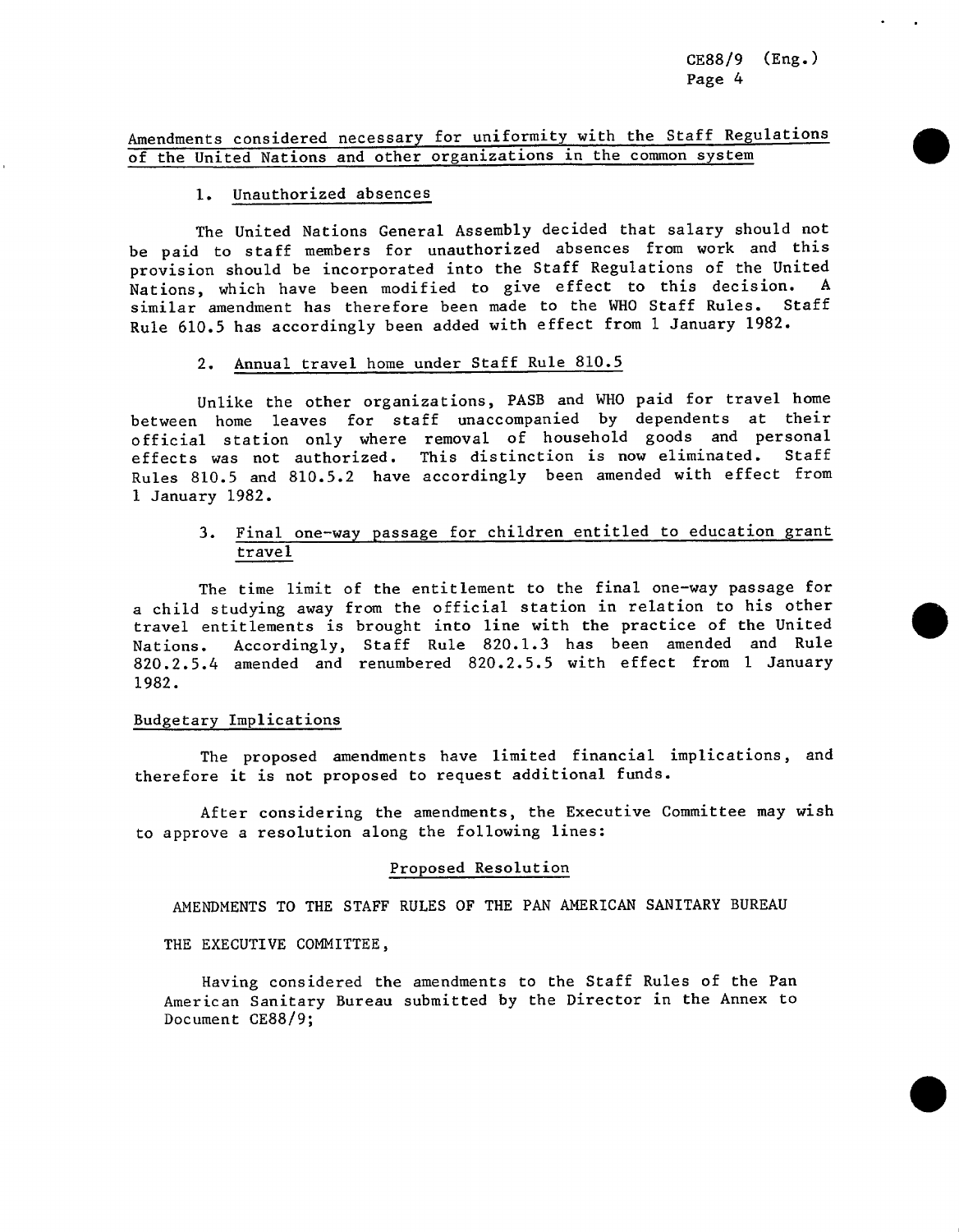Amendments considered necessary for uniformity with the Staff Regulations of the United Nations and other organizations in the common system

1. Unauthorized absences

The United Nations General Assembly decided that salary should not be paid to staff members for unauthorized absences from work and this provision should be incorporated into the Staff Regulations of the United Nations, which have been modified to give effect to this decision. A similar amendment has therefore been made to the WHO Staff Rules. Staff Rule 610.5 has accordingly been added with effect from 1 January 1982.

2. Annual travel home under Staff Rule 810.5

Unlike the other organizations, PASB and WHO paid for travel home between home leaves for staff unaccompanied by dependents at their official station only where removal of household goods and personal effects was not authorized. This distinction is now eliminated. Staff Rules 810.5 and 810.5.2 have accordingly been amended with effect from 1 January 1982.

3. Final one-way passage for children entitled to education grant travel

The time limit of the entitlement to the final one-way passage for a child studying away from the official station in relation to his other travel entitlements is brought into line with the practice of the United Nations. Accordingly, Staff Rule 820.1.3 has been amended and Rule 820.2.5.4 amended and renumbered 820.2.5.5 with effect from 1 January 1982.

Budgetary Implications

The proposed amendments have limited financial implications, and therefore it is not proposed to request additional funds.

After considering the amendments, the Executive Committee may wish to approve a resolution along the following lines:

Proposed Resolution

AMENDMENTS TO THE STAFF RULES OF THE PAN AMERICAN SANITARY BUREAU

THE EXECUTIVE COMMITTEE,

Having considered the amendments to the Staff Rules of the Pan American Sanitary Bureau submitted by the Director in the Annex to Document CE88/9;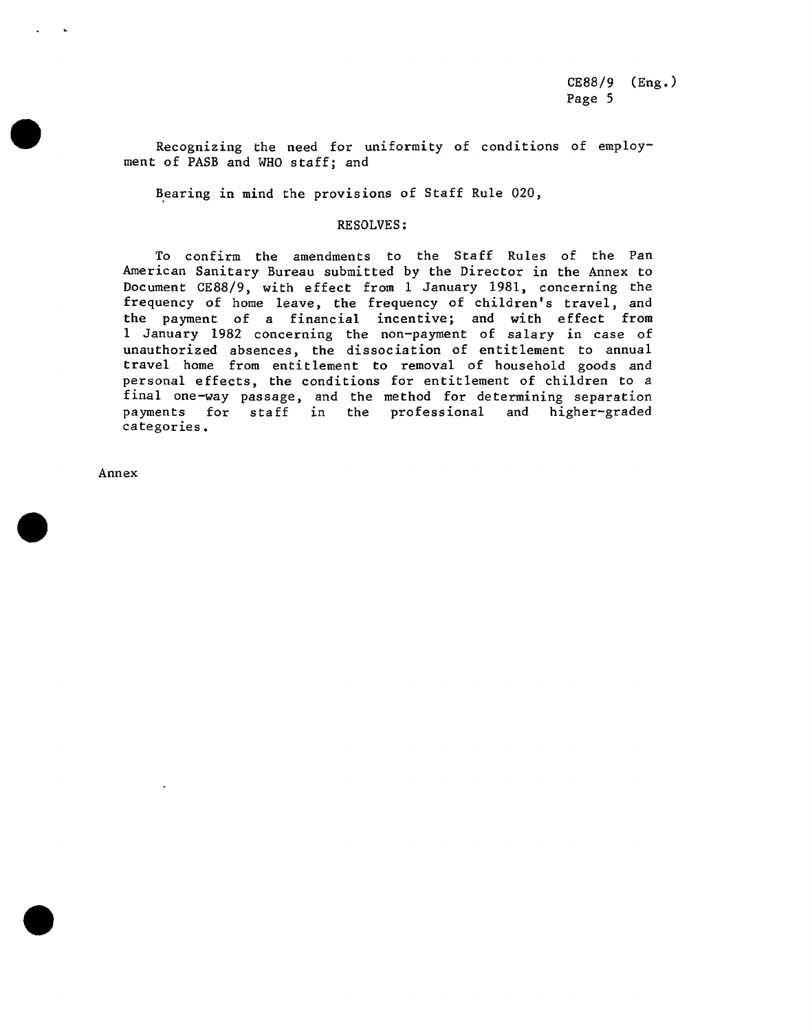Recognizing the need for uniformity of conditions of employment of PASB and WHO staff; and

Bearing in mind the provisions of Staff Rule 020,

RESOLVES:

To confirm the amendments to the Staff Rules of the Pan American Sanitary Bureau submitted by the Director in the Annex to Document CE88/9, with effect from 1 January 1981, concerning the frequency of home leave, the frequency of children's travel, and the payment of a financial incentive; and with effect from 1 January 1982 concerning the non-payment of salary in case of unauthorized absences, the dissociation of entitlement to annual travel home from entitlement to removal of household goods and personal effects, the conditions for entitlement of children to a final one-way passage, and the method for determining separation payments for staff in the professional and higher-graded categories.

Annex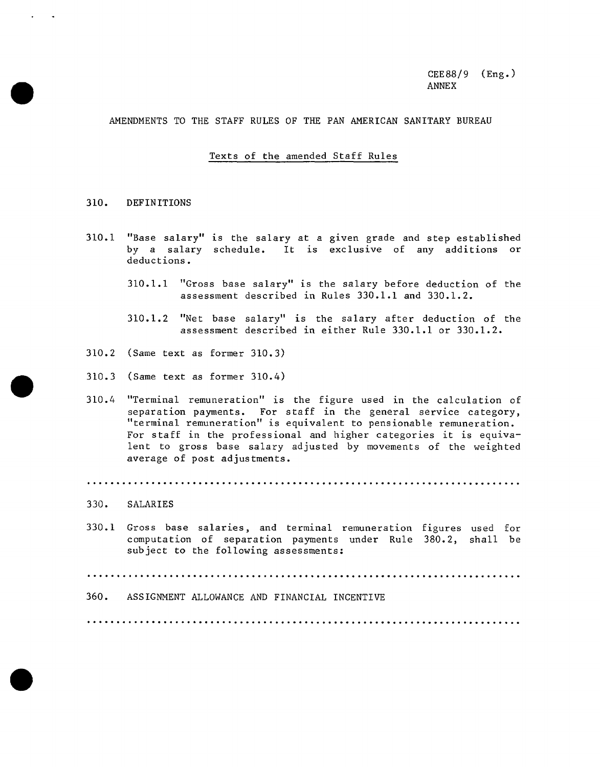CEE88/9 (Eng.)
ANNEX

## AMENDMENTS TO THE STAFF RULES OF THE PAN AMERICAN SANITARY BUREAU

### Texts of the amended Staff Rules

### 310. DEFINITIONS

310.1 "Base salary" is the salary at a given grade and step established by a salary schedule. It is exclusive of any additions or deductions.

310.1.1 "Gross base salary" is the salary before deduction of the assessment described in Rules 330.1.1 and 330.1.2.

310.1.2 "Net base salary" is the salary after deduction of the assessment described in either Rule 330.1.1 or 330.1.2.

310.2 (Same text as former 310.3)

310.3 (Same text as former 310.4)

310.4 "Terminal remuneration" is the figure used in the calculation of separation payments. For staff in the general service category, "terminal remuneration" is equivalent to pensionable remuneration. For staff in the professional and higher categories it is equivalent to gross base salary adjusted by movements of the weighted average of post adjustments.

...................................................................

### 330. SALARIES

330.1 Gross base salaries, and terminal remuneration figures used for computation of separation payments under Rule 380.2, shall be subject to the following assessments:

...................................................................

### 360. ASSIGNMENT ALLOWANCE AND FINANCIAL INCENTIVE

...................................................................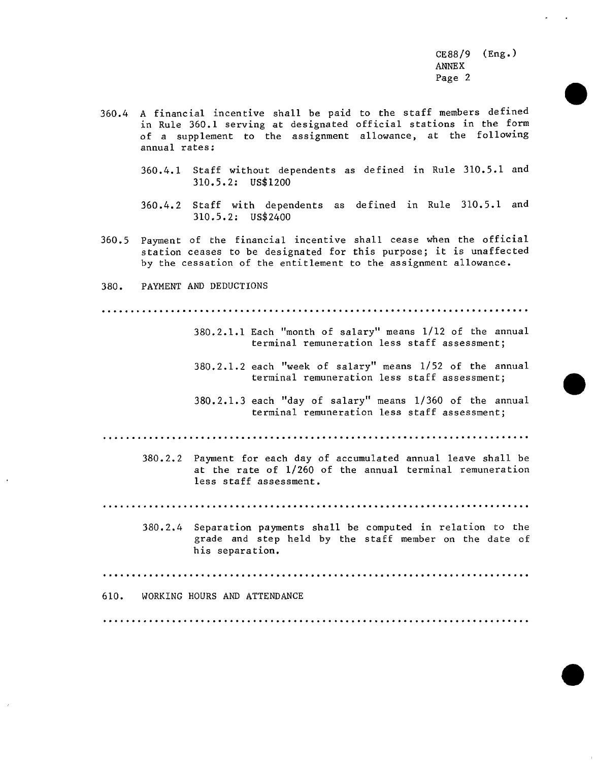360.4 A financial incentive shall be paid to the staff members defined in Rule 360.1 serving at designated official stations in the form of a supplement to the assignment allowance, at the following annual rates:

360.4.1 Staff without dependents as defined in Rule 310.5.1 and 310.5.2: US$1200

360.4.2 Staff with dependents as defined in Rule 310.5.1 and 310.5.2: US$2400

360.5 Payment of the financial incentive shall cease when the official station ceases to be designated for this purpose; it is unaffected by the cessation of the entitlement to the assignment allowance.

380. PAYMENT AND DEDUCTIONS

...................................................................

380.2.1.1 Each "month of salary" means 1/12 of the annual terminal remuneration less staff assessment;

380.2.1.2 each "week of salary" means 1/52 of the annual terminal remuneration less staff assessment;

380.2.1.3 each "day of salary" means 1/360 of the annual terminal remuneration less staff assessment;

...................................................................

380.2.2 Payment for each day of accumulated annual leave shall be at the rate of 1/260 of the annual terminal remuneration less staff assessment.

...................................................................

380.2.4 Separation payments shall be computed in relation to the grade and step held by the staff member on the date of his separation.

...................................................................

610. WORKING HOURS AND ATTENDANCE

...................................................................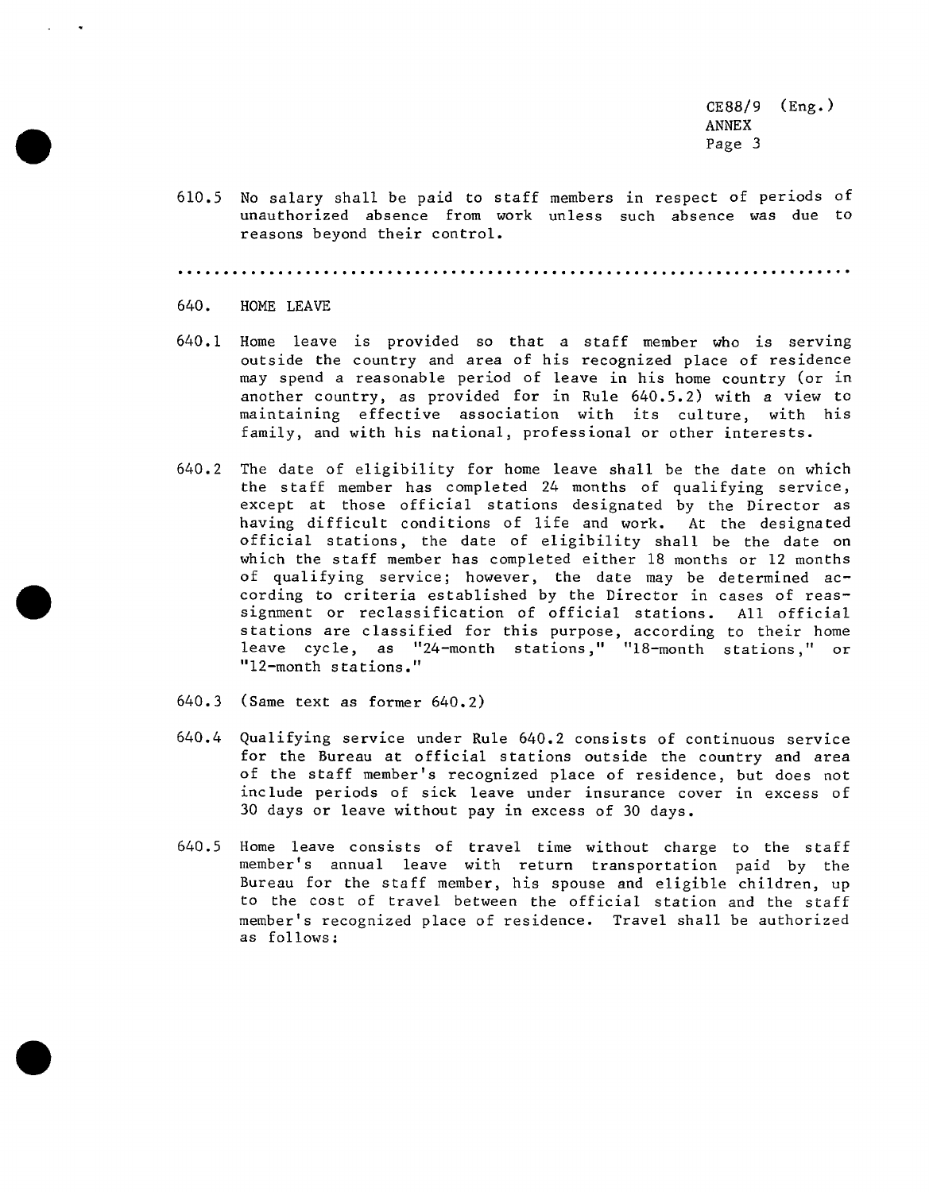610.5 No salary shall be paid to staff members in respect of periods of unauthorized absence from work unless such absence was due to reasons beyond their control.

.......................................................................

640. HOME LEAVE

640.1 Home leave is provided so that a staff member who is serving outside the country and area of his recognized place of residence may spend a reasonable period of leave in his home country (or in another country, as provided for in Rule 640.5.2) with a view to maintaining effective association with its culture, with his family, and with his national, professional or other interests.

640.2 The date of eligibility for home leave shall be the date on which the staff member has completed 24 months of qualifying service, except at those official stations designated by the Director as having difficult conditions of life and work. At the designated official stations, the date of eligibility shall be the date on which the staff member has completed either 18 months or 12 months of qualifying service; however, the date may be determined according to criteria established by the Director in cases of reassignment or reclassification of official stations. All official stations are classified for this purpose, according to their home leave cycle, as "24-month stations," "18-month stations," or "12-month stations."

640.3 (Same text as former 640.2)

640.4 Qualifying service under Rule 640.2 consists of continuous service for the Bureau at official stations outside the country and area of the staff member's recognized place of residence, but does not include periods of sick leave under insurance cover in excess of 30 days or leave without pay in excess of 30 days.

640.5 Home leave consists of travel time without charge to the staff member's annual leave with return transportation paid by the Bureau for the staff member, his spouse and eligible children, up to the cost of travel between the official station and the staff member's recognized place of residence. Travel shall be authorized as follows: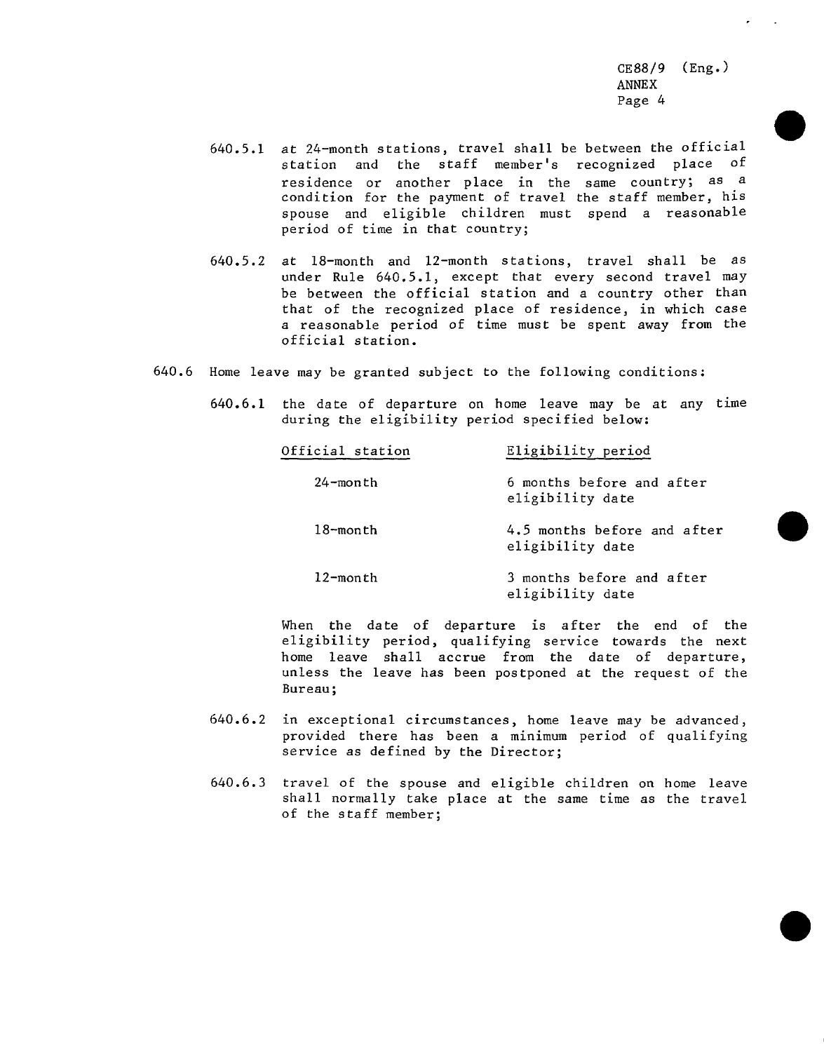640.5.1 at 24-month stations, travel shall be between the official station and the staff member's recognized place of residence or another place in the same country; as a condition for the payment of travel the staff member, his spouse and eligible children must spend a reasonable period of time in that country;

640.5.2 at 18-month and 12-month stations, travel shall be as under Rule 640.5.1, except that every second travel may be between the official station and a country other than that of the recognized place of residence, in which case a reasonable period of time must be spent away from the official station.

640.6 Home leave may be granted subject to the following conditions:

640.6.1 the date of departure on home leave may be at any time during the eligibility period specified below:

| Official station | Eligibility period |
|---|---|
| 24-month | 6 months before and after eligibility date |
| 18-month | 4.5 months before and after eligibility date |
| 12-month | 3 months before and after eligibility date |

When the date of departure is after the end of the eligibility period, qualifying service towards the next home leave shall accrue from the date of departure, unless the leave has been postponed at the request of the Bureau;

640.6.2 in exceptional circumstances, home leave may be advanced, provided there has been a minimum period of qualifying service as defined by the Director;

640.6.3 travel of the spouse and eligible children on home leave shall normally take place at the same time as the travel of the staff member;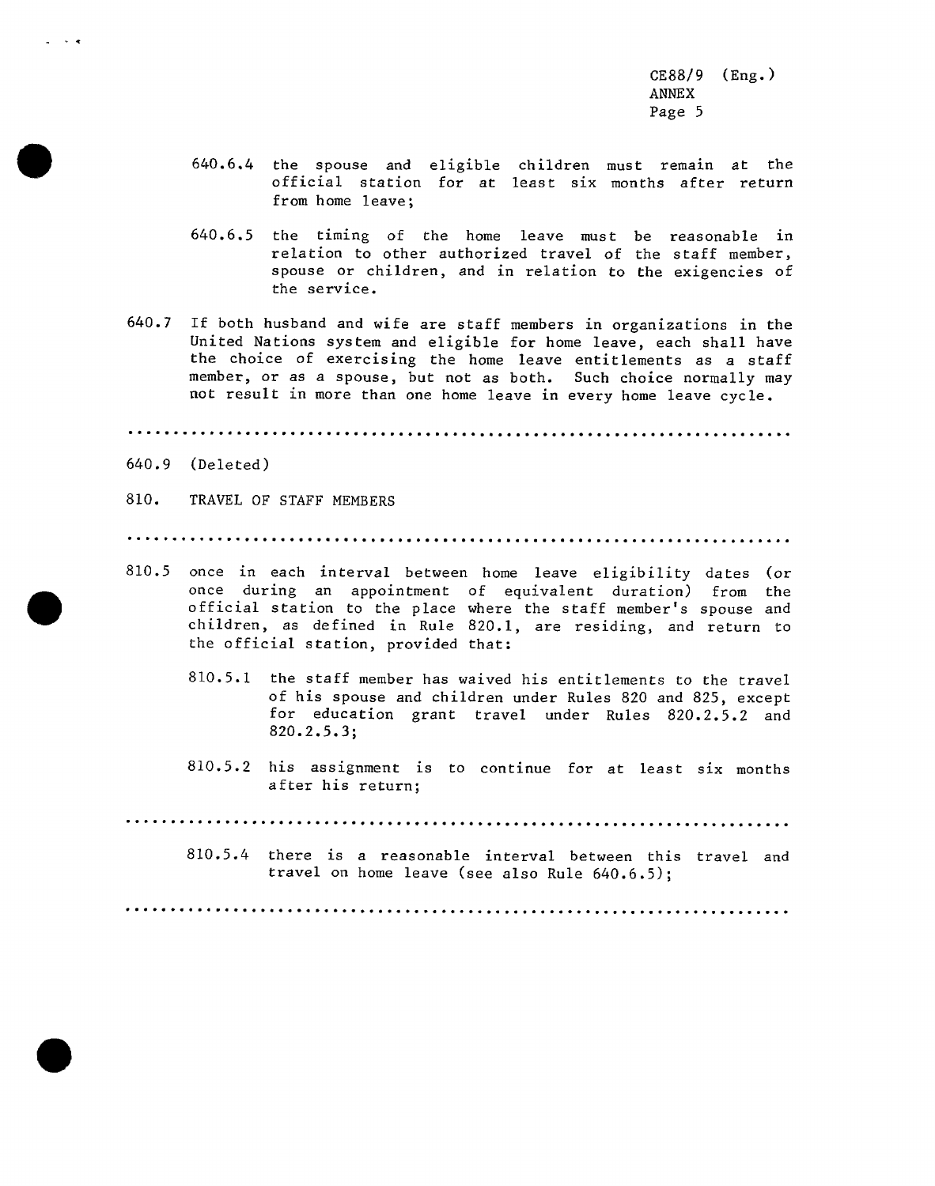640.6.4 the spouse and eligible children must remain at the official station for at least six months after return from home leave;

640.6.5 the timing of the home leave must be reasonable in relation to other authorized travel of the staff member, spouse or children, and in relation to the exigencies of the service.

640.7 If both husband and wife are staff members in organizations in the United Nations system and eligible for home leave, each shall have the choice of exercising the home leave entitlements as a staff member, or as a spouse, but not as both. Such choice normally may not result in more than one home leave in every home leave cycle.

.......................................................................

640.9 (Deleted)

810. TRAVEL OF STAFF MEMBERS

.......................................................................

810.5 once in each interval between home leave eligibility dates (or once during an appointment of equivalent duration) from the official station to the place where the staff member's spouse and children, as defined in Rule 820.1, are residing, and return to the official station, provided that:

810.5.1 the staff member has waived his entitlements to the travel of his spouse and children under Rules 820 and 825, except for education grant travel under Rules 820.2.5.2 and 820.2.5.3;

810.5.2 his assignment is to continue for at least six months after his return;

.......................................................................

810.5.4 there is a reasonable interval between this travel and travel on home leave (see also Rule 640.6.5);

.......................................................................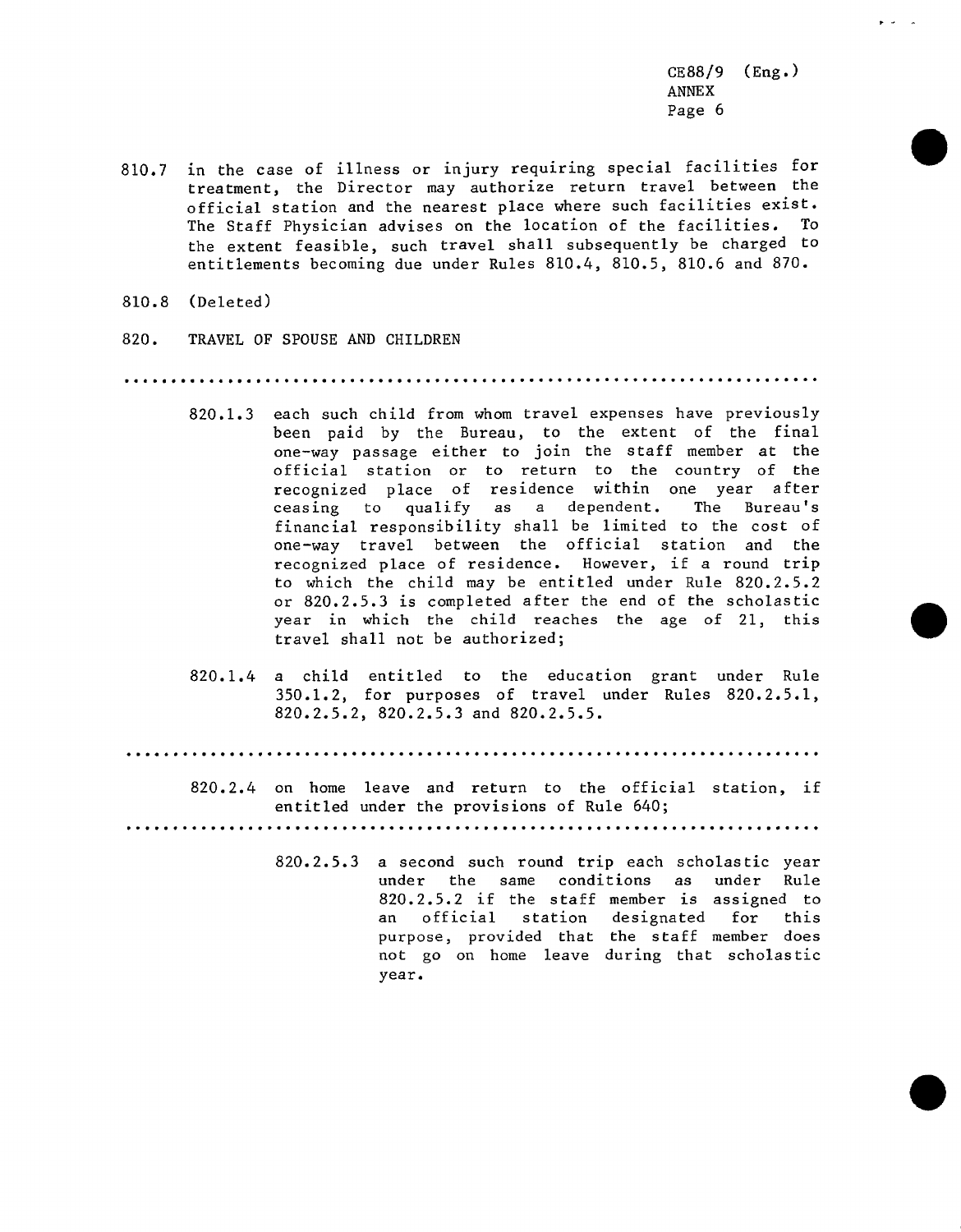810.7 in the case of illness or injury requiring special facilities for treatment, the Director may authorize return travel between the official station and the nearest place where such facilities exist. The Staff Physician advises on the location of the facilities. To the extent feasible, such travel shall subsequently be charged to entitlements becoming due under Rules 810.4, 810.5, 810.6 and 870.

810.8 (Deleted)

820. TRAVEL OF SPOUSE AND CHILDREN

.....................................................................

820.1.3 each such child from whom travel expenses have previously been paid by the Bureau, to the extent of the final one-way passage either to join the staff member at the official station or to return to the country of the recognized place of residence within one year after ceasing to qualify as a dependent. The Bureau's financial responsibility shall be limited to the cost of one-way travel between the official station and the recognized place of residence. However, if a round trip to which the child may be entitled under Rule 820.2.5.2 or 820.2.5.3 is completed after the end of the scholastic year in which the child reaches the age of 21, this travel shall not be authorized;

820.1.4 a child entitled to the education grant under Rule 350.1.2, for purposes of travel under Rules 820.2.5.1, 820.2.5.2, 820.2.5.3 and 820.2.5.5.

.....................................................................

820.2.4 on home leave and return to the official station, if entitled under the provisions of Rule 640;

.....................................................................

820.2.5.3 a second such round trip each scholastic year under the same conditions as under Rule 820.2.5.2 if the staff member is assigned to an official station designated for this purpose, provided that the staff member does not go on home leave during that scholastic year.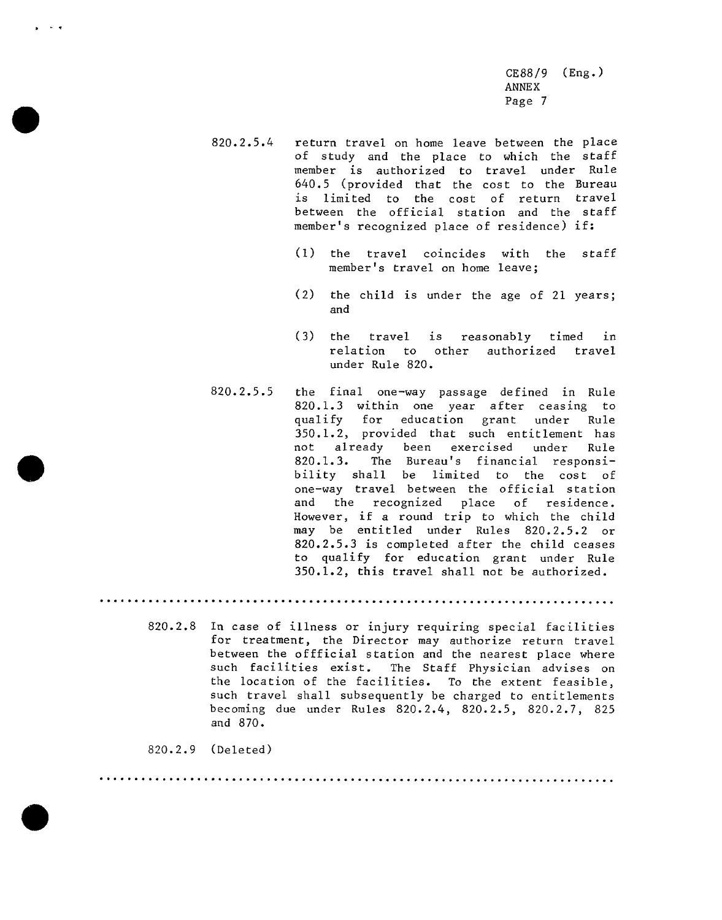820.2.5.4 return travel on home leave between the place of study and the place to which the staff member is authorized to travel under Rule 640.5 (provided that the cost to the Bureau is limited to the cost of return travel between the official station and the staff member's recognized place of residence) if:

(1) the travel coincides with the staff member's travel on home leave;

(2) the child is under the age of 21 years; and

(3) the travel is reasonably timed in relation to other authorized travel under Rule 820.

820.2.5.5 the final one-way passage defined in Rule 820.1.3 within one year after ceasing to qualify for education grant under Rule 350.1.2, provided that such entitlement has not already been exercised under Rule 820.1.3. The Bureau's financial responsibility shall be limited to the cost of one-way travel between the official station and the recognized place of residence. However, if a round trip to which the child may be entitled under Rules 820.2.5.2 or 820.2.5.3 is completed after the child ceases to qualify for education grant under Rule 350.1.2, this travel shall not be authorized.

...................................................................

820.2.8 In case of illness or injury requiring special facilities for treatment, the Director may authorize return travel between the offficial station and the nearest place where such facilities exist. The Staff Physician advises on the location of the facilities. To the extent feasible, such travel shall subsequently be charged to entitlements becoming due under Rules 820.2.4, 820.2.5, 820.2.7, 825 and 870.

820.2.9 (Deleted)

...................................................................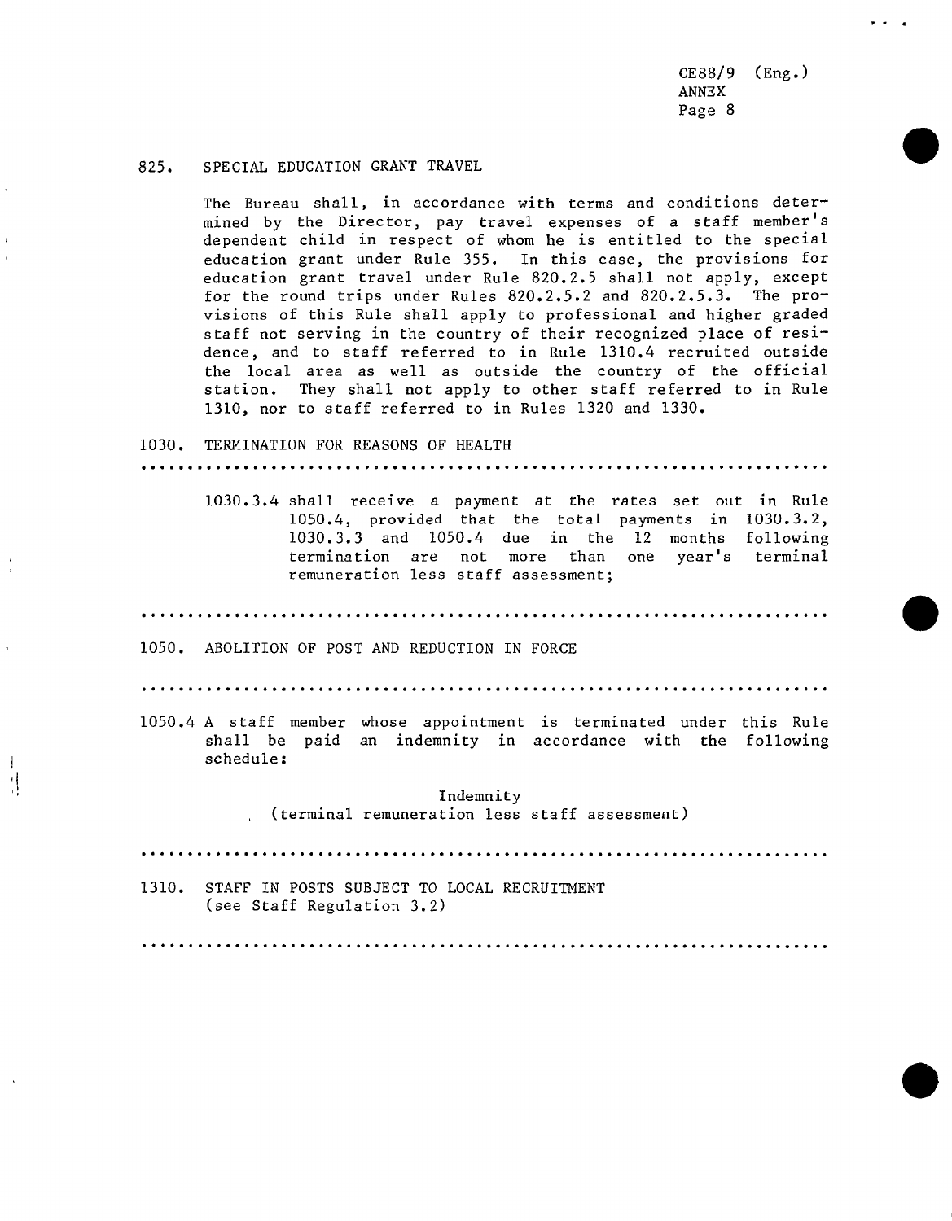825. SPECIAL EDUCATION GRANT TRAVEL

The Bureau shall, in accordance with terms and conditions determined by the Director, pay travel expenses of a staff member's dependent child in respect of whom he is entitled to the special education grant under Rule 355. In this case, the provisions for education grant travel under Rule 820.2.5 shall not apply, except for the round trips under Rules 820.2.5.2 and 820.2.5.3. The provisions of this Rule shall apply to professional and higher graded staff not serving in the country of their recognized place of residence, and to staff referred to in Rule 1310.4 recruited outside the local area as well as outside the country of the official station. They shall not apply to other staff referred to in Rule 1310, nor to staff referred to in Rules 1320 and 1330.

1030. TERMINATION FOR REASONS OF HEALTH

.....................................................................

1030.3.4 shall receive a payment at the rates set out in Rule 1050.4, provided that the total payments in 1030.3.2, 1030.3.3 and 1050.4 due in the 12 months following termination are not more than one year's terminal remuneration less staff assessment;

.....................................................................

1050. ABOLITION OF POST AND REDUCTION IN FORCE

.....................................................................

1050.4 A staff member whose appointment is terminated under this Rule shall be paid an indemnity in accordance with the following schedule:

Indemnity
(terminal remuneration less staff assessment)

.....................................................................

1310. STAFF IN POSTS SUBJECT TO LOCAL RECRUITMENT
(see Staff Regulation 3.2)

.....................................................................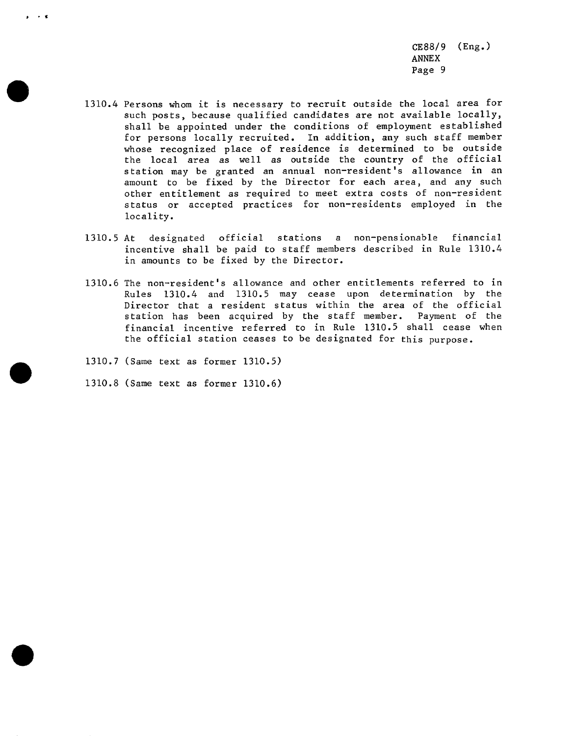1310.4 Persons whom it is necessary to recruit outside the local area for such posts, because qualified candidates are not available locally, shall be appointed under the conditions of employment established for persons locally recruited. In addition, any such staff member whose recognized place of residence is determined to be outside the local area as well as outside the country of the official station may be granted an annual non-resident's allowance in an amount to be fixed by the Director for each area, and any such other entitlement as required to meet extra costs of non-resident status or accepted practices for non-residents employed in the locality.

1310.5 At designated official stations a non-pensionable financial incentive shall be paid to staff members described in Rule 1310.4 in amounts to be fixed by the Director.

1310.6 The non-resident's allowance and other entitlements referred to in Rules 1310.4 and 1310.5 may cease upon determination by the Director that a resident status within the area of the official station has been acquired by the staff member. Payment of the financial incentive referred to in Rule 1310.5 shall cease when the official station ceases to be designated for this purpose.

1310.7 (Same text as former 1310.5)

1310.8 (Same text as former 1310.6)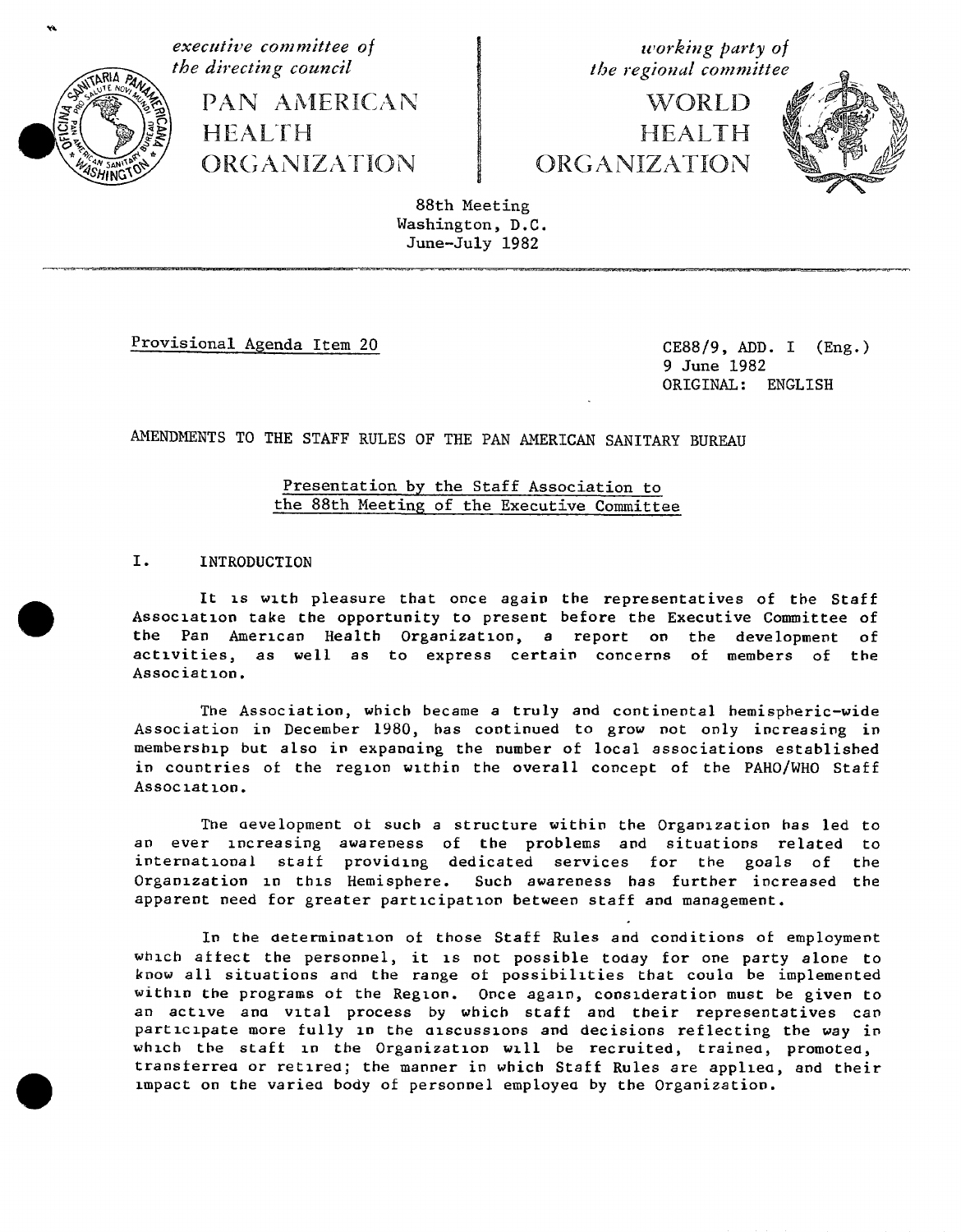*executive committee of the directing council*

PAN AMERICAN HEALTH ORGANIZATION

*working party of the regional committee*

WORLD HEALTH ORGANIZATION

88th Meeting
Washington, D.C.
June-July 1982

Provisional Agenda Item 20

CE88/9, ADD. I (Eng.)
9 June 1982
ORIGINAL: ENGLISH

AMENDMENTS TO THE STAFF RULES OF THE PAN AMERICAN SANITARY BUREAU

Presentation by the Staff Association to the 88th Meeting of the Executive Committee

## I. INTRODUCTION

It is with pleasure that once again the representatives of the Staff Association take the opportunity to present before the Executive Committee of the Pan American Health Organization, a report on the development of activities, as well as to express certain concerns of members of the Association.

The Association, which became a truly and continental hemispheric-wide Association in December 1980, has continued to grow not only increasing in membership but also in expanding the number of local associations established in countries of the region within the overall concept of the PAHO/WHO Staff Association.

The development of such a structure within the Organization has led to an ever increasing awareness of the problems and situations related to international staff providing dedicated services for the goals of the Organization in this Hemisphere. Such awareness has further increased the apparent need for greater participation between staff and management.

In the determination of those Staff Rules and conditions of employment which affect the personnel, it is not possible today for one party alone to know all situations and the range of possibilities that could be implemented within the programs of the Region. Once again, consideration must be given to an active and vital process by which staff and their representatives can participate more fully in the discussions and decisions reflecting the way in which the staff in the Organization will be recruited, trained, promoted, transferred or retired; the manner in which Staff Rules are applied, and their impact on the varied body of personnel employed by the Organization.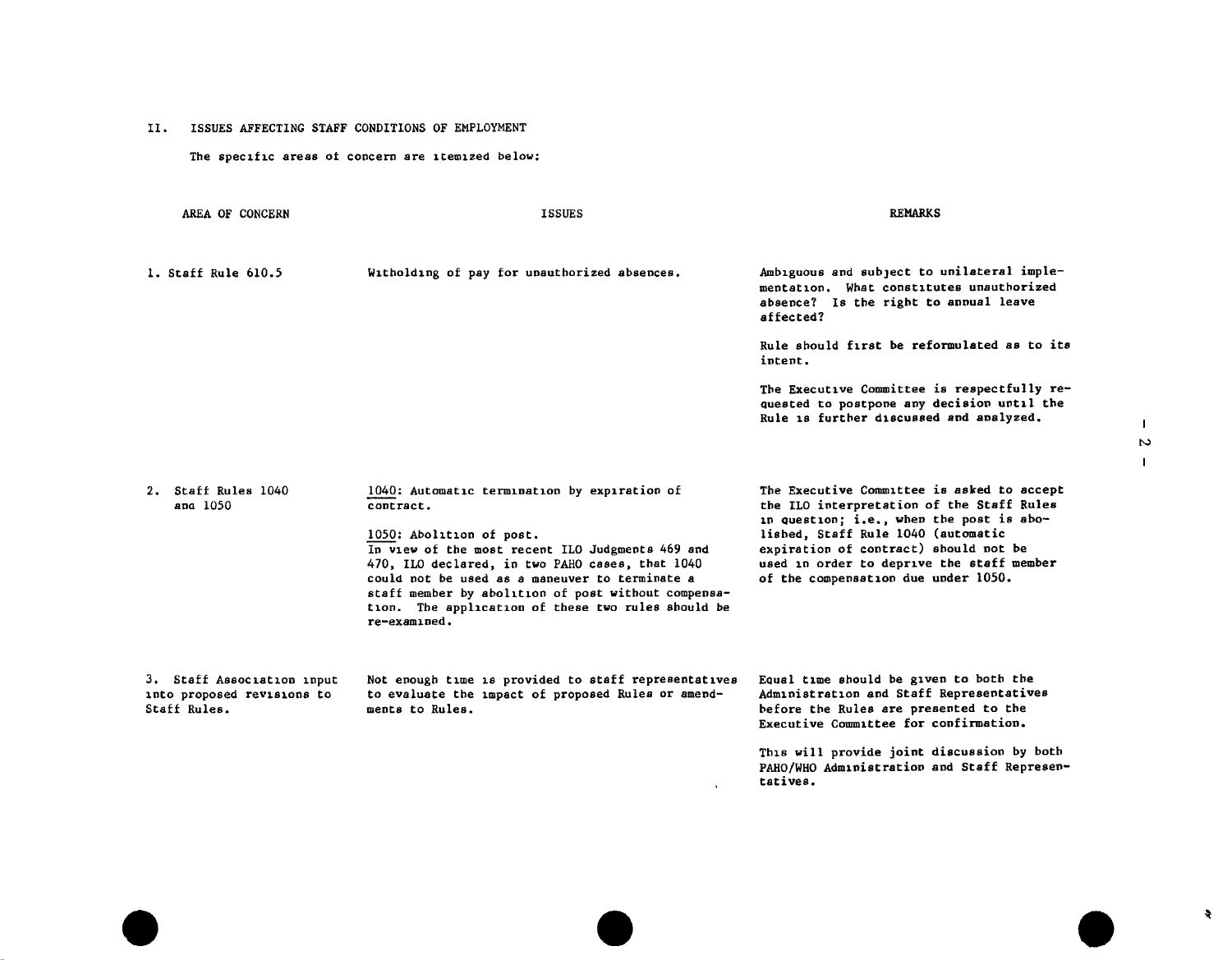## II. ISSUES AFFECTING STAFF CONDITIONS OF EMPLOYMENT

The specific areas of concern are itemized below:

| AREA OF CONCERN | ISSUES | REMARKS |
|---|---|---|
| 1. Staff Rule 610.5 | Witholding of pay for unauthorized absences. | Ambiguous and subject to unilateral implementation. What constitutes unauthorized absence? Is the right to annual leave affected?<br><br>Rule should first be reformulated as to its intent.<br><br>The Executive Committee is respectfully requested to postpone any decision until the Rule is further discussed and analyzed. |
| 2. Staff Rules 1040 and 1050 | 1040: Automatic termination by expiration of contract.<br><br>1050: Abolition of post.<br>In view of the most recent ILO Judgments 469 and 470, ILO declared, in two PAHO cases, that 1040 could not be used as a maneuver to terminate a staff member by abolition of post without compensation. The application of these two rules should be re-examined. | The Executive Committee is asked to accept the ILO interpretation of the Staff Rules in question; i.e., when the post is abolished, Staff Rule 1040 (automatic expiration of contract) should not be used in order to deprive the staff member of the compensation due under 1050. |
| 3. Staff Association input into proposed revisions to Staff Rules. | Not enough time is provided to staff representatives to evaluate the impact of proposed Rules or amendments to Rules. | Equal time should be given to both the Administration and Staff Representatives before the Rules are presented to the Executive Committee for confirmation.<br><br>This will provide joint discussion by both PAHO/WHO Administration and Staff Representatives. |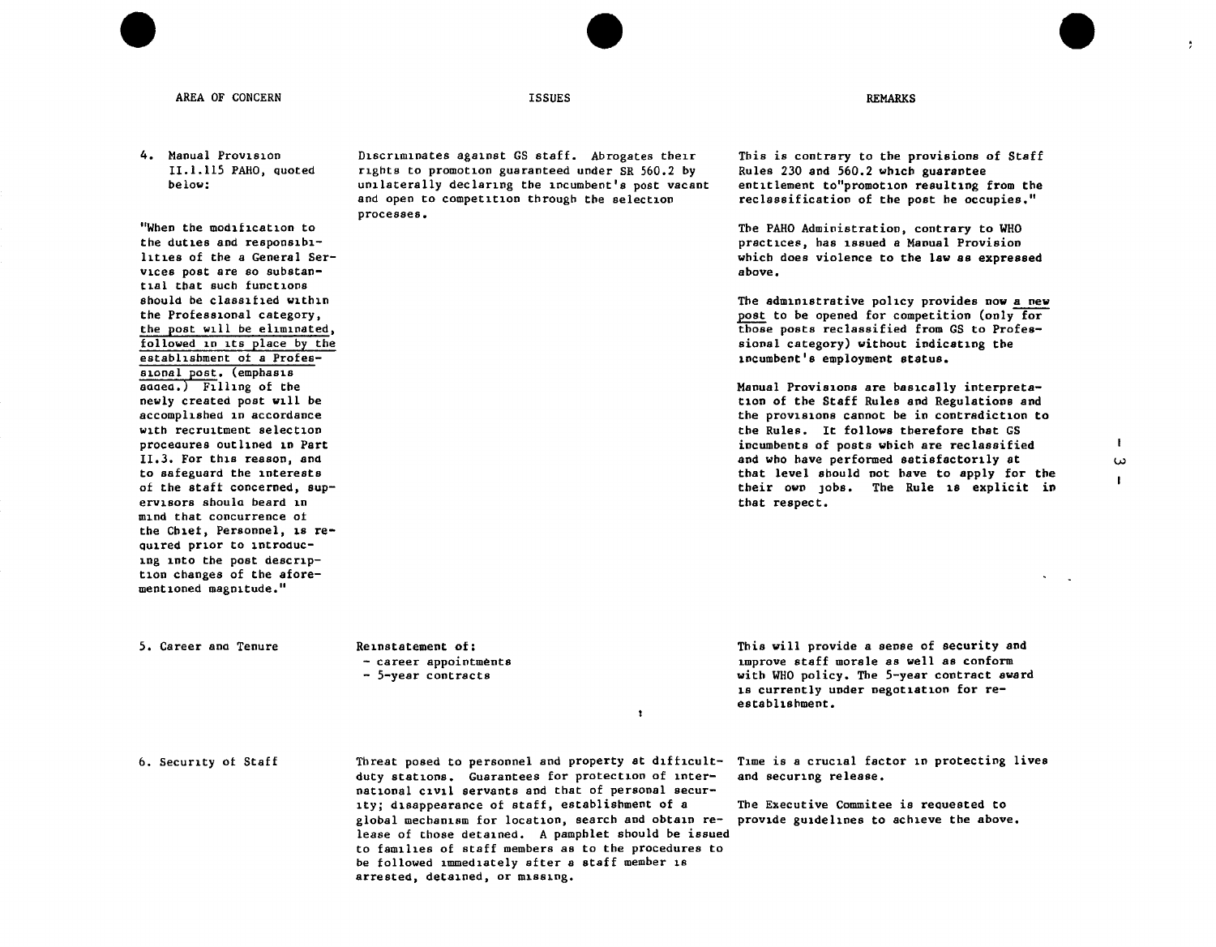| AREA OF CONCERN | ISSUES | REMARKS |
|---|---|---|
| 4. Manual Provision II.1.115 PAHO, quoted below:<br><br>"When the modification to the duties and responsibilities of the a General Services post are so substantial that such functions should be classified within the Professional category, <u>the post will be eliminated, followed in its place by the establishment of a Professional post</u>. (emphasis added.) Filling of the newly created post will be accomplished in accordance with recruitment selection procedures outlined in Part II.3. For this reason, and to safeguard the interests of the staff concerned, supervisors should beard in mind that concurrence of the Chief, Personnel, is required prior to introducing into the post description changes of the aforementioned magnitude." | Discriminates against GS staff. Abrogates their rights to promotion guaranteed under SR 560.2 by unilaterally declaring the incumbent's post vacant and open to competition through the selection processes. | This is contrary to the provisions of Staff Rules 230 and 560.2 which guarantee entitlement to"promotion resulting from the reclassification of the post he occupies."<br><br>The PAHO Administration, contrary to WHO practices, has issued a Manual Provision which does violence to the law as expressed above.<br><br>The administrative policy provides now <u>a new post</u> to be opened for competition (only for those posts reclassified from GS to Professional category) without indicating the incumbent's employment status.<br><br>Manual Provisions are basically interpretation of the Staff Rules and Regulations and the provisions cannot be in contradiction to the Rules. It follows therefore that GS incumbents of posts which are reclassified and who have performed satisfactorily at that level should not have to apply for the their own jobs. The Rule is explicit in that respect. |
| 5. Career and Tenure | Reinstatement of:<br>- career appointments<br>- 5-year contracts | This will provide a sense of security and improve staff morale as well as conform with WHO policy. The 5-year contract award is currently under negotiation for re-establishment. |
| 6. Security of Staff | Threat posed to personnel and property at difficult-duty stations. Guarantees for protection of international civil servants and that of personal security; disappearance of staff, establishment of a global mechanism for location, search and obtain release of those detained. A pamphlet should be issued to families of staff members as to the procedures to be followed immediately after a staff member is arrested, detained, or missing. | Time is a crucial factor in protecting lives and securing release.<br><br>The Executive Commitee is requested to provide guidelines to achieve the above. |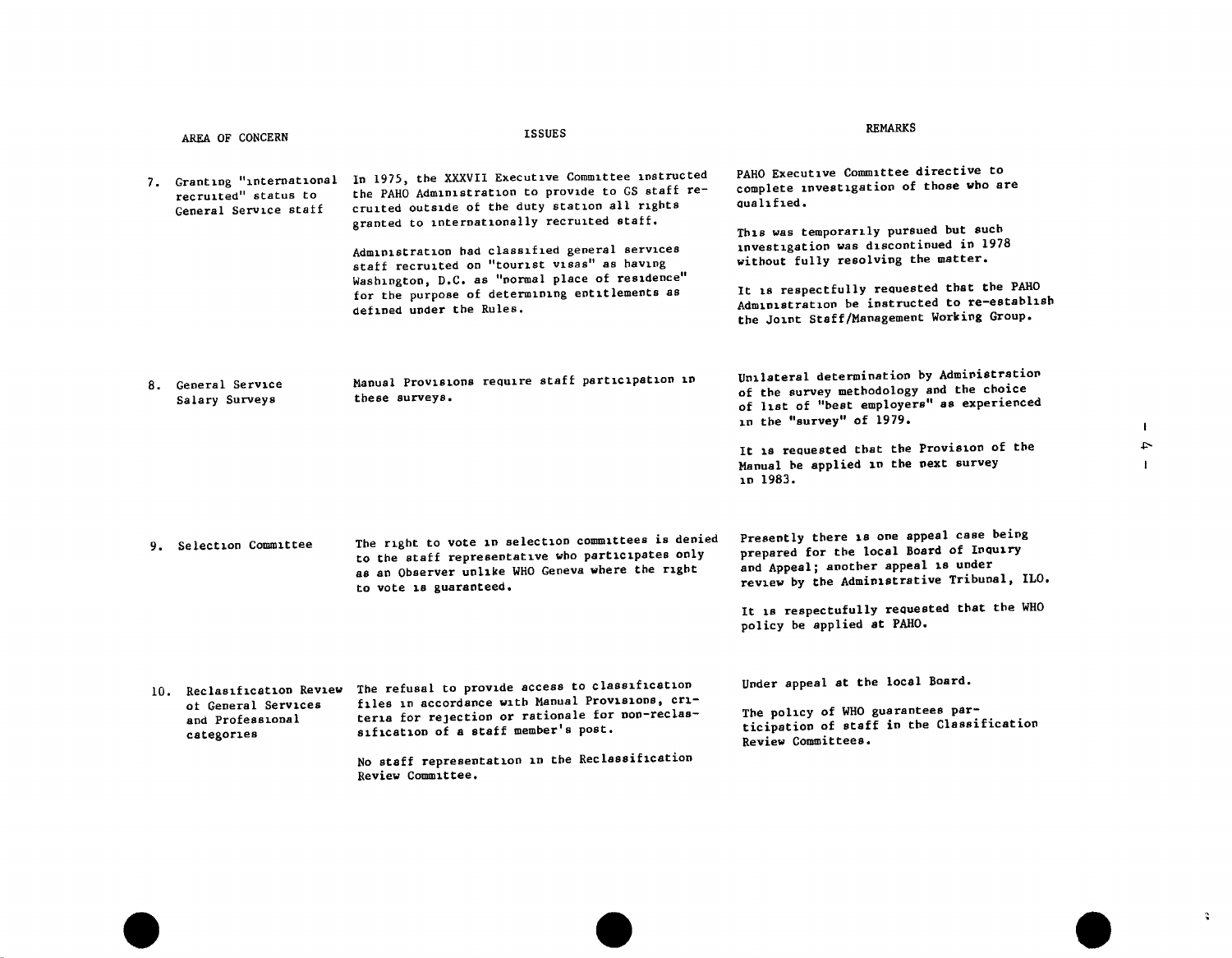| AREA OF CONCERN | ISSUES | REMARKS |
|---|---|---|
| 7. Granting "international recruited" status to General Service staff | In 1975, the XXXVII Executive Committee instructed the PAHO Administration to provide to GS staff recruited outside of the duty station all rights granted to internationally recruited staff.<br><br>Administration had classified general services staff recruited on "tourist visas" as having Washington, D.C. as "normal place of residence" for the purpose of determining entitlements as defined under the Rules. | PAHO Executive Committee directive to complete investigation of those who are qualified.<br><br>This was temporarily pursued but such investigation was discontinued in 1978 without fully resolving the matter.<br><br>It is respectfully requested that the PAHO Administration be instructed to re-establish the Joint Staff/Management Working Group. |
| 8. General Service Salary Surveys | Manual Provisions require staff participation in these surveys. | Unilateral determination by Administration of the survey methodology and the choice of list of "best employers" as experienced in the "survey" of 1979.<br><br>It is requested that the Provision of the Manual be applied in the next survey in 1983. |
| 9. Selection Committee | The right to vote in selection committees is denied to the staff representative who participates only as an Observer unlike WHO Geneva where the right to vote is guaranteed. | Presently there is one appeal case being prepared for the local Board of Inquiry and Appeal; another appeal is under review by the Administrative Tribunal, ILO.<br><br>It is respectufully requested that the WHO policy be applied at PAHO. |
| 10. Reclassification Review of General Services and Professional categories | The refusal to provide access to classification files in accordance with Manual Provisions, criteria for rejection or rationale for non-reclassification of a staff member's post.<br><br>No staff representation in the Reclassification Review Committee. | Under appeal at the local Board.<br><br>The policy of WHO guarantees participation of staff in the Classification Review Committees. |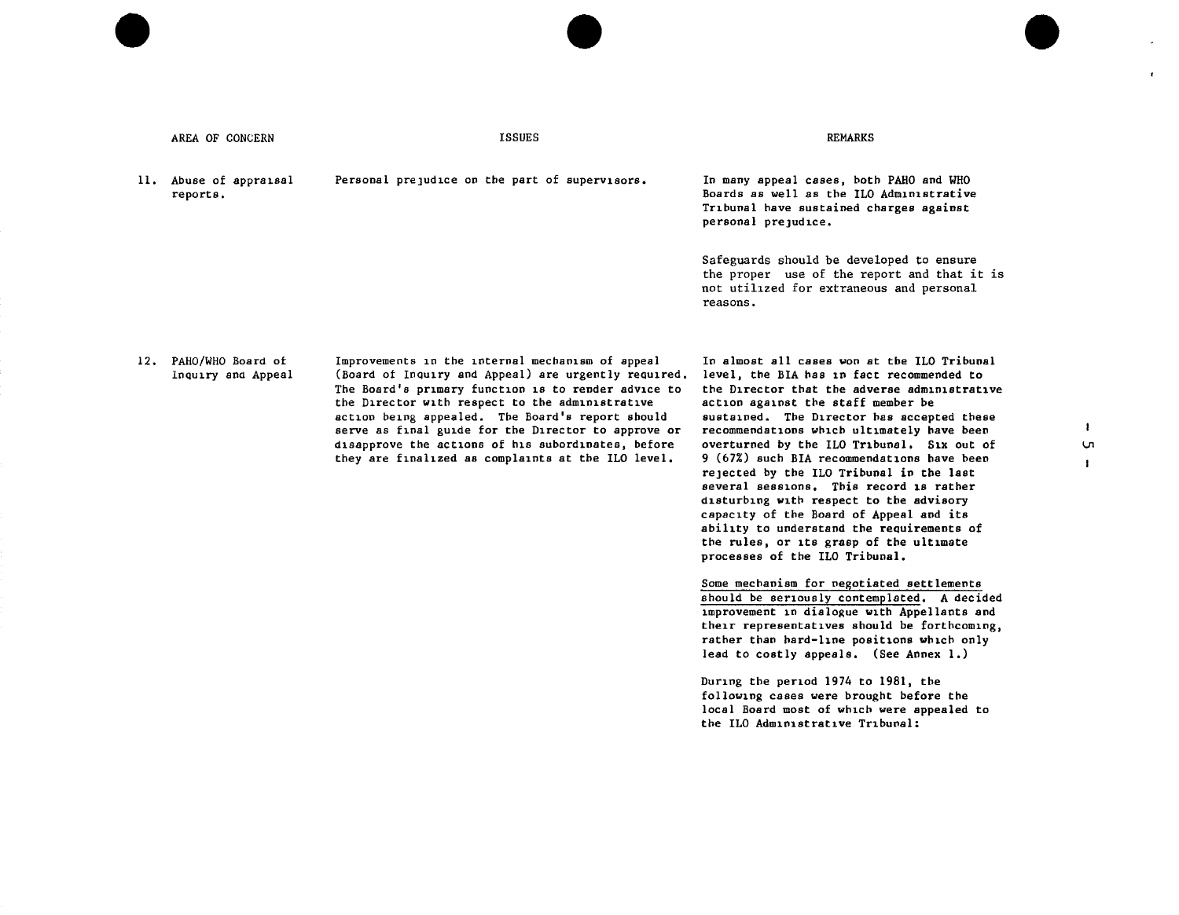| AREA OF CONCERN | ISSUES | REMARKS |
|---|---|---|
| 11. Abuse of appraisal reports. | Personal prejudice on the part of supervisors. | In many appeal cases, both PAHO and WHO Boards as well as the ILO Administrative Tribunal have sustained charges against personal prejudice.<br><br>Safeguards should be developed to ensure the proper use of the report and that it is not utilized for extraneous and personal reasons. |
| 12. PAHO/WHO Board of Inquiry and Appeal | Improvements in the internal mechanism of appeal (Board of Inquiry and Appeal) are urgently required. The Board's primary function is to render advice to the Director with respect to the administrative action being appealed. The Board's report should serve as final guide for the Director to approve or disapprove the actions of his subordinates, before they are finalized as complaints at the ILO level. | In almost all cases won at the ILO Tribunal level, the BIA has in fact recommended to the Director that the adverse administrative action against the staff member be sustained. The Director has accepted these recommendations which ultimately have been overturned by the ILO Tribunal. Six out of 9 (67%) such BIA recommendations have been rejected by the ILO Tribunal in the last several sessions. This record is rather disturbing with respect to the advisory capacity of the Board of Appeal and its ability to understand the requirements of the rules, or its grasp of the ultimate processes of the ILO Tribunal.<br><br><u>Some mechanism for negotiated settlements should be seriously contemplated</u>. A decided improvement in dialogue with Appellants and their representatives should be forthcoming, rather than hard-line positions which only lead to costly appeals. (See Annex 1.)<br><br>During the period 1974 to 1981, the following cases were brought before the local Board most of which were appealed to the ILO Administrative Tribunal: |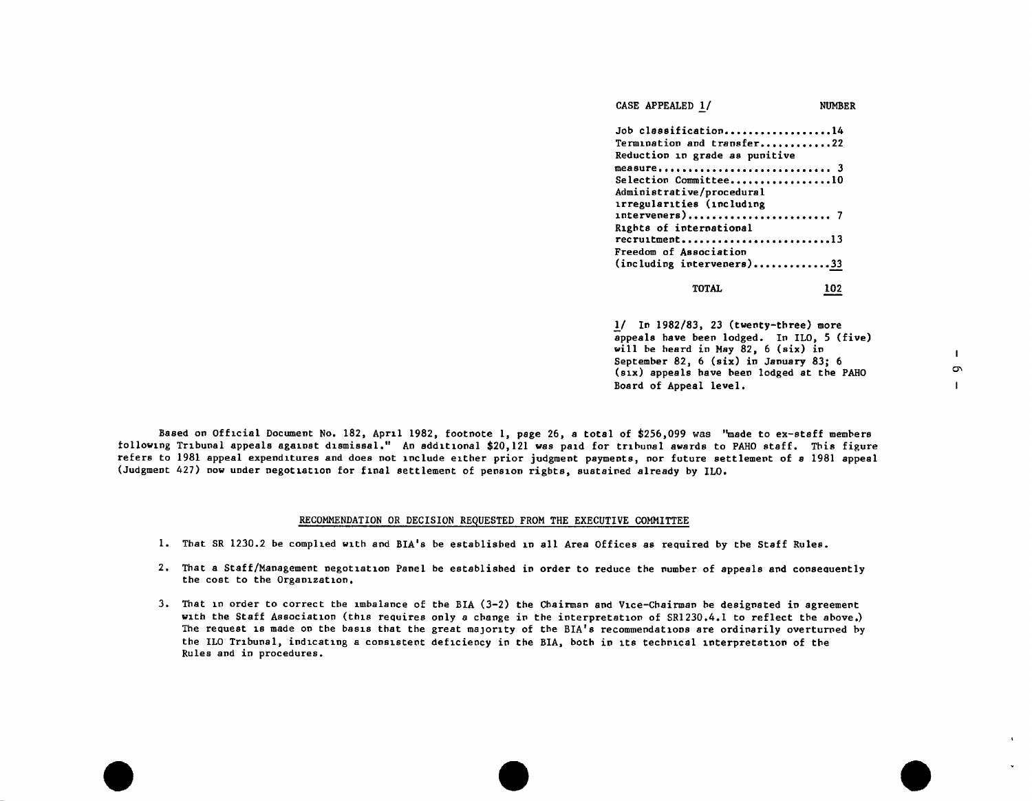| CASE APPEALED 1/ | NUMBER |
|---|---|
| Job classification | 14 |
| Termination and transfer | 22 |
| Reduction in grade as punitive measure | 3 |
| Selection Committee | 10 |
| Administrative/procedural irregularities (including interveners) | 7 |
| Rights of international recruitment | 13 |
| Freedom of Association (including interveners) | 33 |
| TOTAL | 102 |

1/ In 1982/83, 23 (twenty-three) more appeals have been lodged. In ILO, 5 (five) will be heard in May 82, 6 (six) in September 82, 6 (six) in January 83; 6 (six) appeals have been lodged at the PAHO Board of Appeal level.

Based on Official Document No. 182, April 1982, footnote 1, page 26, a total of $256,099 was "made to ex-staff members following Tribunal appeals against dismissal." An additional $20,121 was paid for tribunal awards to PAHO staff. This figure refers to 1981 appeal expenditures and does not include either prior judgment payments, nor future settlement of a 1981 appeal (Judgment 427) now under negotiation for final settlement of pension rights, sustained already by ILO.

## RECOMMENDATION OR DECISION REQUESTED FROM THE EXECUTIVE COMMITTEE

1. That SR 1230.2 be complied with and BIA's be established in all Area Offices as required by the Staff Rules.

2. That a Staff/Management negotiation Panel be established in order to reduce the number of appeals and consequently the cost to the Organization.

3. That in order to correct the imbalance of the BIA (3-2) the Chairman and Vice-Chairman be designated in agreement with the Staff Association (this requires only a change in the interpretation of SR1230.4.1 to reflect the above.) The request is made on the basis that the great majority of the BIA's recommendations are ordinarily overturned by the ILO Tribunal, indicating a consistent deficiency in the BIA, both in its technical interpretation of the Rules and in procedures.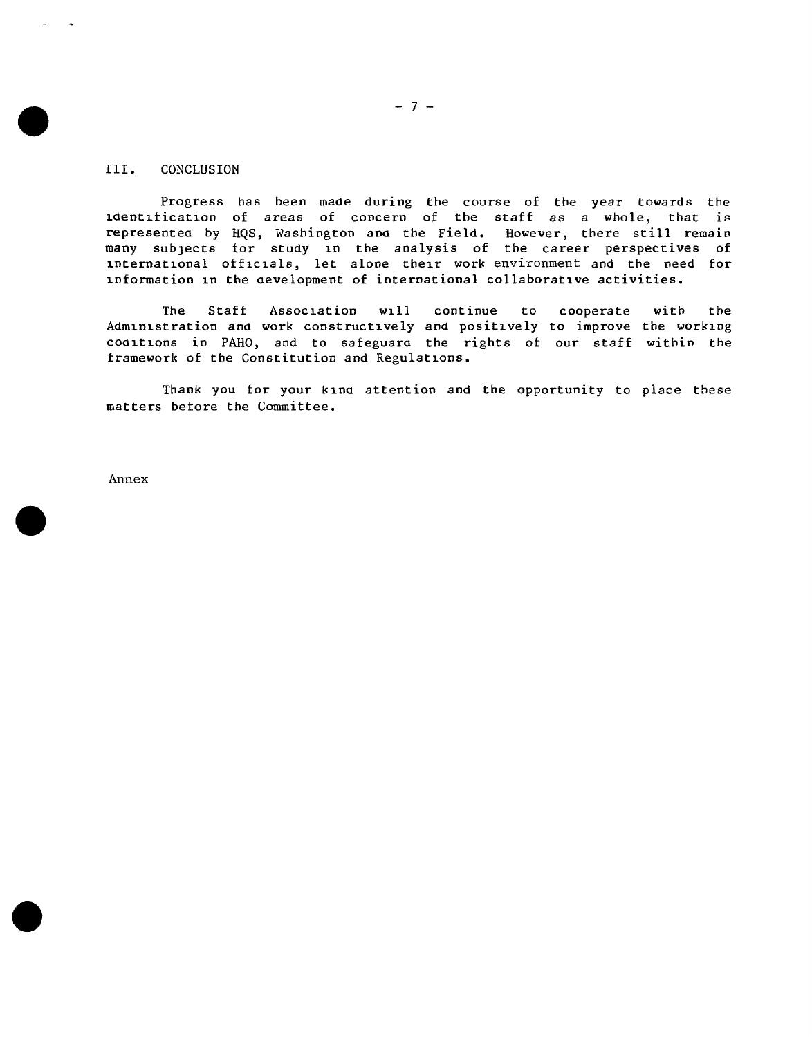## III. CONCLUSION

Progress has been made during the course of the year towards the identification of areas of concern of the staff as a whole, that is represented by HQS, Washington and the Field. However, there still remain many subjects for study in the analysis of the career perspectives of international officials, let alone their work environment and the need for information in the development of international collaborative activities.

The Staff Association will continue to cooperate with the Administration and work constructively and positively to improve the working conditions in PAHO, and to safeguard the rights of our staff within the framework of the Constitution and Regulations.

Thank you for your kind attention and the opportunity to place these matters before the Committee.

Annex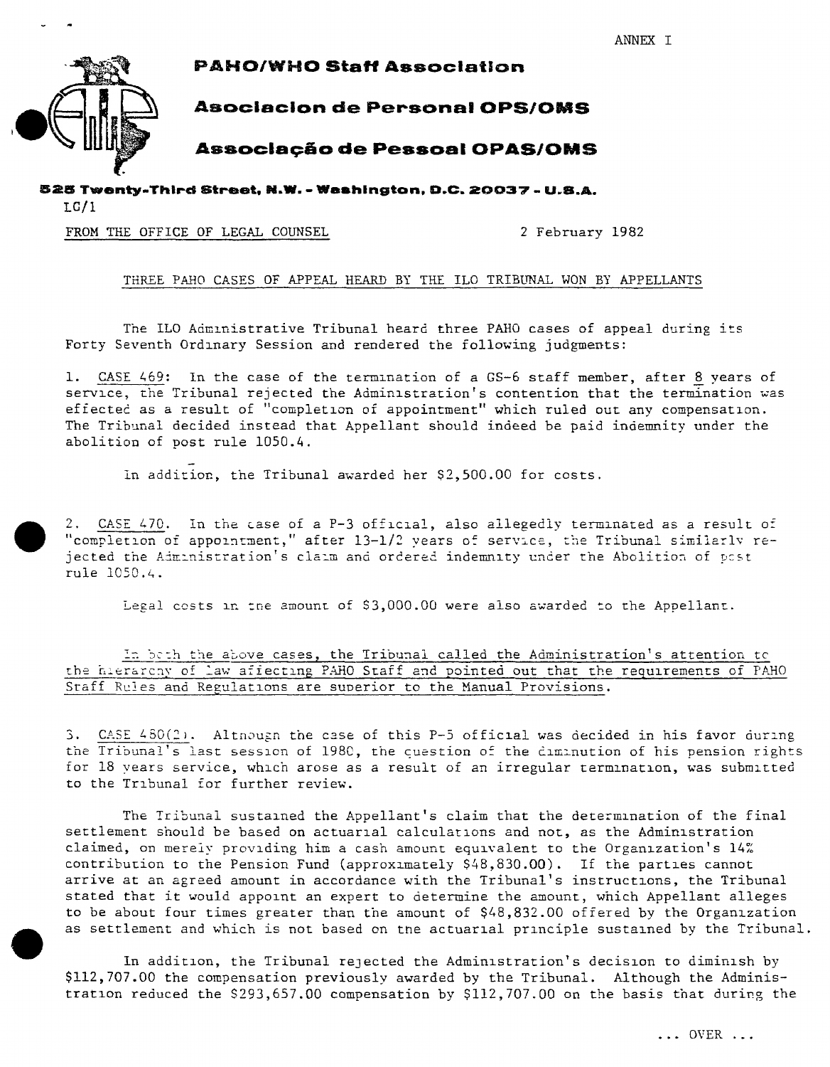ANNEX I

**PAHO/WHO Staff Association**

**Asociacion de Personal OPS/OMS**

**Associação de Pessoal OPAS/OMS**

**525 Twenty-Third Street, N.W. - Washington, D.C. 20037 - U.S.A.**

LC/1

FROM THE OFFICE OF LEGAL COUNSEL 2 February 1982

THREE PAHO CASES OF APPEAL HEARD BY THE ILO TRIBUNAL WON BY APPELLANTS

The ILO Administrative Tribunal heard three PAHO cases of appeal during its Forty Seventh Ordinary Session and rendered the following judgments:

1. CASE 469: In the case of the termination of a GS-6 staff member, after 8 years of service, the Tribunal rejected the Administration's contention that the termination was effected as a result of "completion of appointment" which ruled out any compensation. The Tribunal decided instead that Appellant should indeed be paid indemnity under the abolition of post rule 1050.4.

   In addition, the Tribunal awarded her $2,500.00 for costs.

2. CASE 470. In the case of a P-3 official, also allegedly terminated as a result of "completion of appointment," after 13-1/2 years of service, the Tribunal similarly rejected the Administration's claim and ordered indemnity under the Abolition of post rule 1050.4.

   Legal costs in the amount of $3,000.00 were also awarded to the Appellant.

In both the above cases, the Tribunal called the Administration's attention to the hierarchy of law affecting PAHO Staff and pointed out that the requirements of PAHO Staff Rules and Regulations are superior to the Manual Provisions.

3. CASE 480(2). Although the case of this P-5 official was decided in his favor during the Tribunal's last session of 1980, the question of the diminution of his pension rights for 18 years service, which arose as a result of an irregular termination, was submitted to the Tribunal for further review.

   The Tribunal sustained the Appellant's claim that the determination of the final settlement should be based on actuarial calculations and not, as the Administration claimed, on merely providing him a cash amount equivalent to the Organization's 14% contribution to the Pension Fund (approximately $48,830.00). If the parties cannot arrive at an agreed amount in accordance with the Tribunal's instructions, the Tribunal stated that it would appoint an expert to determine the amount, which Appellant alleges to be about four times greater than the amount of $48,832.00 offered by the Organization as settlement and which is not based on the actuarial principle sustained by the Tribunal.

   In addition, the Tribunal rejected the Administration's decision to diminish by $112,707.00 the compensation previously awarded by the Tribunal. Although the Administration reduced the $293,657.00 compensation by $112,707.00 on the basis that during the

... OVER ...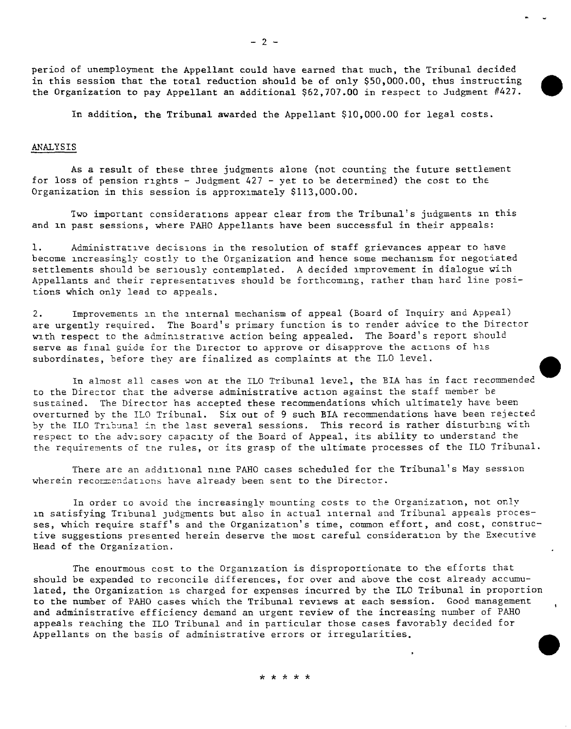period of unemployment the Appellant could have earned that much, the Tribunal decided in this session that the total reduction should be of only $50,000.00, thus instructing the Organization to pay Appellant an additional $62,707.00 in respect to Judgment #427.

In addition, the Tribunal awarded the Appellant $10,000.00 for legal costs.

## ANALYSIS

As a result of these three judgments alone (not counting the future settlement for loss of pension rights - Judgment 427 - yet to be determined) the cost to the Organization in this session is approximately $113,000.00.

Two important considerations appear clear from the Tribunal's judgments in this and in past sessions, where PAHO Appellants have been successful in their appeals:

1. Administrative decisions in the resolution of staff grievances appear to have become increasingly costly to the Organization and hence some mechanism for negotiated settlements should be seriously contemplated. A decided improvement in dialogue with Appellants and their representatives should be forthcoming, rather than hard line positions which only lead to appeals.

2. Improvements in the internal mechanism of appeal (Board of Inquiry and Appeal) are urgently required. The Board's primary function is to render advice to the Director with respect to the administrative action being appealed. The Board's report should serve as final guide for the Director to approve or disapprove the actions of his subordinates, before they are finalized as complaints at the ILO level.

In almost all cases won at the ILO Tribunal level, the BIA has in fact recommended to the Director that the adverse administrative action against the staff member be sustained. The Director has accepted these recommendations which ultimately have been overturned by the ILO Tribunal. Six out of 9 such BIA recommendations have been rejected by the ILO Tribunal in the last several sessions. This record is rather disturbing with respect to the advisory capacity of the Board of Appeal, its ability to understand the the requirements of the rules, or its grasp of the ultimate processes of the ILO Tribunal.

There are an additional nine PAHO cases scheduled for the Tribunal's May session wherein recommendations have already been sent to the Director.

In order to avoid the increasingly mounting costs to the Organization, not only in satisfying Tribunal judgments but also in actual internal and Tribunal appeals processes, which require staff's and the Organization's time, common effort, and cost, constructive suggestions presented herein deserve the most careful consideration by the Executive Head of the Organization.

The enourmous cost to the Organization is disproportionate to the efforts that should be expended to reconcile differences, for over and above the cost already accumulated, the Organization is charged for expenses incurred by the ILO Tribunal in proportion to the number of PAHO cases which the Tribunal reviews at each session. Good management and administrative efficiency demand an urgent review of the increasing number of PAHO appeals reaching the ILO Tribunal and in particular those cases favorably decided for Appellants on the basis of administrative errors or irregularities.

* * * * *